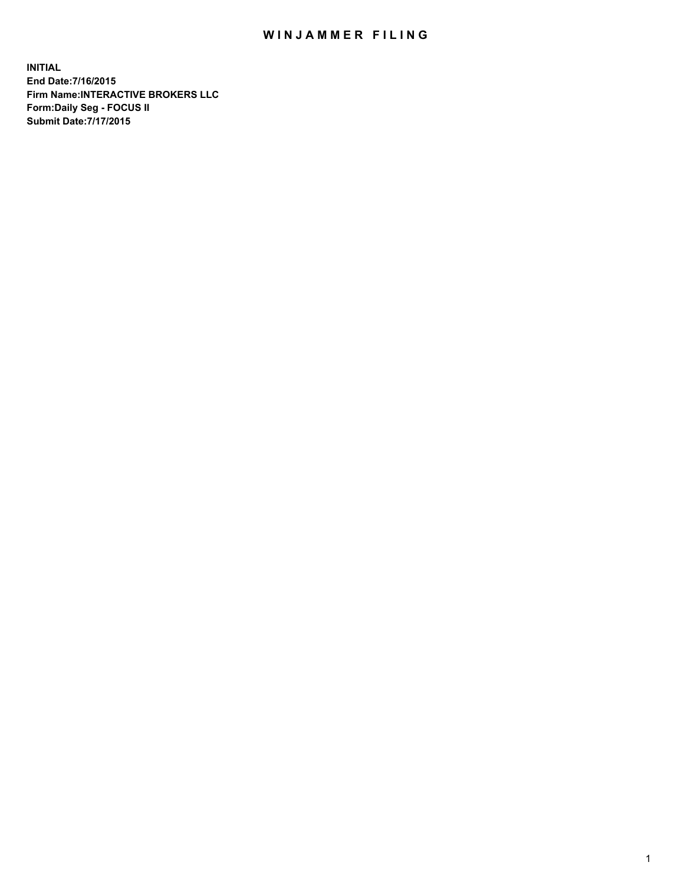# WINJAMMER FILING

**INITIAL**
**End Date:7/16/2015**
**Firm Name:INTERACTIVE BROKERS LLC**
**Form:Daily Seg - FOCUS II**
**Submit Date:7/17/2015**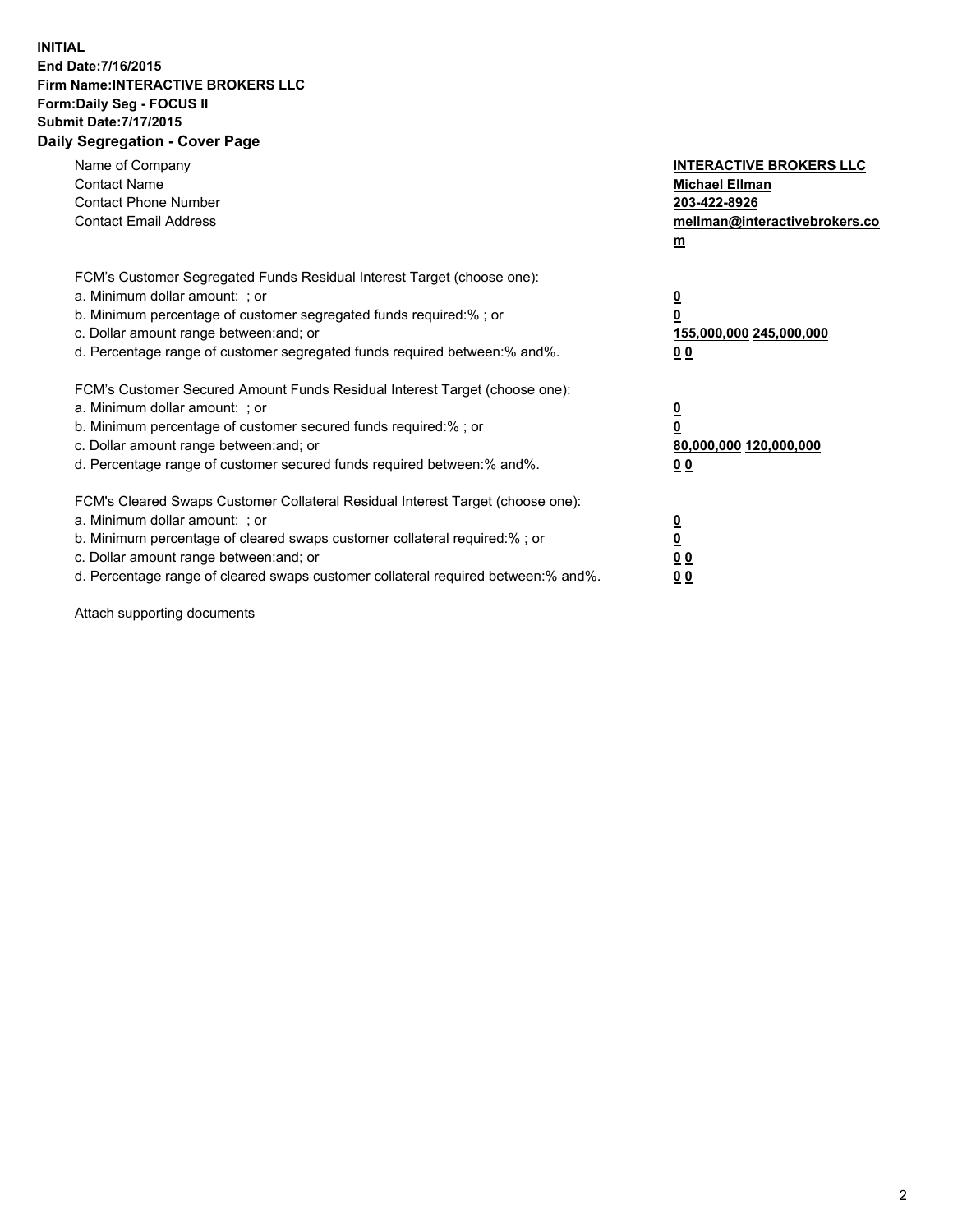**INITIAL**
**End Date:7/16/2015**
**Firm Name:INTERACTIVE BROKERS LLC**
**Form:Daily Seg - FOCUS II**
**Submit Date:7/17/2015**
**Daily Segregation - Cover Page**

| | |
|---|---|
| Name of Company | **INTERACTIVE BROKERS LLC** |
| Contact Name | **Michael Ellman** |
| Contact Phone Number | **203-422-8926** |
| Contact Email Address | **mellman@interactivebrokers.com** |

FCM's Customer Segregated Funds Residual Interest Target (choose one):

| | |
|---|---|
| a. Minimum dollar amount: ; or | **0** |
| b. Minimum percentage of customer segregated funds required:% ; or | **0** |
| c. Dollar amount range between:and; or | **155,000,000 245,000,000** |
| d. Percentage range of customer segregated funds required between:% and%. | **0 0** |

FCM's Customer Secured Amount Funds Residual Interest Target (choose one):

| | |
|---|---|
| a. Minimum dollar amount: ; or | **0** |
| b. Minimum percentage of customer secured funds required:% ; or | **0** |
| c. Dollar amount range between:and; or | **80,000,000 120,000,000** |
| d. Percentage range of customer secured funds required between:% and%. | **0 0** |

FCM's Cleared Swaps Customer Collateral Residual Interest Target (choose one):

| | |
|---|---|
| a. Minimum dollar amount: ; or | **0** |
| b. Minimum percentage of cleared swaps customer collateral required:% ; or | **0** |
| c. Dollar amount range between:and; or | **0 0** |
| d. Percentage range of cleared swaps customer collateral required between:% and%. | **0 0** |

Attach supporting documents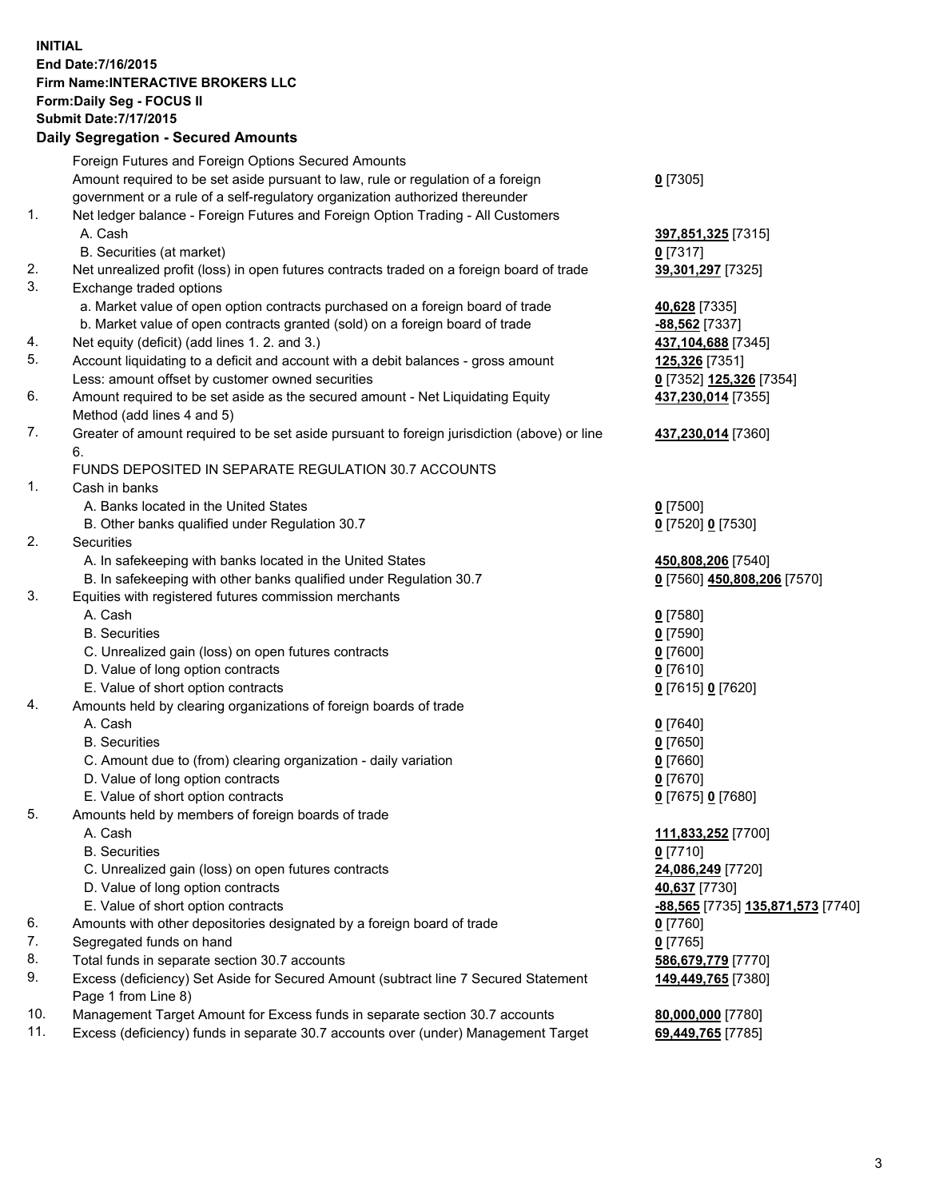**INITIAL**
**End Date:7/16/2015**
**Firm Name:INTERACTIVE BROKERS LLC**
**Form:Daily Seg - FOCUS II**
**Submit Date:7/17/2015**

## Daily Segregation - Secured Amounts

| | | |
|---|---|---|
| | Foreign Futures and Foreign Options Secured Amounts | |
| | Amount required to be set aside pursuant to law, rule or regulation of a foreign government or a rule of a self-regulatory organization authorized thereunder | 0 [7305] |
| 1. | Net ledger balance - Foreign Futures and Foreign Option Trading - All Customers | |
| | A. Cash | 397,851,325 [7315] |
| | B. Securities (at market) | 0 [7317] |
| 2. | Net unrealized profit (loss) in open futures contracts traded on a foreign board of trade | 39,301,297 [7325] |
| 3. | Exchange traded options | |
| | a. Market value of open option contracts purchased on a foreign board of trade | 40,628 [7335] |
| | b. Market value of open contracts granted (sold) on a foreign board of trade | -88,562 [7337] |
| 4. | Net equity (deficit) (add lines 1. 2. and 3.) | 437,104,688 [7345] |
| 5. | Account liquidating to a deficit and account with a debit balances - gross amount | 125,326 [7351] |
| | Less: amount offset by customer owned securities | 0 [7352] 125,326 [7354] |
| 6. | Amount required to be set aside as the secured amount - Net Liquidating Equity Method (add lines 4 and 5) | 437,230,014 [7355] |
| 7. | Greater of amount required to be set aside pursuant to foreign jurisdiction (above) or line 6. | 437,230,014 [7360] |
| | FUNDS DEPOSITED IN SEPARATE REGULATION 30.7 ACCOUNTS | |
| 1. | Cash in banks | |
| | A. Banks located in the United States | 0 [7500] |
| | B. Other banks qualified under Regulation 30.7 | 0 [7520] 0 [7530] |
| 2. | Securities | |
| | A. In safekeeping with banks located in the United States | 450,808,206 [7540] |
| | B. In safekeeping with other banks qualified under Regulation 30.7 | 0 [7560] 450,808,206 [7570] |
| 3. | Equities with registered futures commission merchants | |
| | A. Cash | 0 [7580] |
| | B. Securities | 0 [7590] |
| | C. Unrealized gain (loss) on open futures contracts | 0 [7600] |
| | D. Value of long option contracts | 0 [7610] |
| | E. Value of short option contracts | 0 [7615] 0 [7620] |
| 4. | Amounts held by clearing organizations of foreign boards of trade | |
| | A. Cash | 0 [7640] |
| | B. Securities | 0 [7650] |
| | C. Amount due to (from) clearing organization - daily variation | 0 [7660] |
| | D. Value of long option contracts | 0 [7670] |
| | E. Value of short option contracts | 0 [7675] 0 [7680] |
| 5. | Amounts held by members of foreign boards of trade | |
| | A. Cash | 111,833,252 [7700] |
| | B. Securities | 0 [7710] |
| | C. Unrealized gain (loss) on open futures contracts | 24,086,249 [7720] |
| | D. Value of long option contracts | 40,637 [7730] |
| | E. Value of short option contracts | -88,565 [7735] 135,871,573 [7740] |
| 6. | Amounts with other depositories designated by a foreign board of trade | 0 [7760] |
| 7. | Segregated funds on hand | 0 [7765] |
| 8. | Total funds in separate section 30.7 accounts | 586,679,779 [7770] |
| 9. | Excess (deficiency) Set Aside for Secured Amount (subtract line 7 Secured Statement Page 1 from Line 8) | 149,449,765 [7380] |
| 10. | Management Target Amount for Excess funds in separate section 30.7 accounts | 80,000,000 [7780] |
| 11. | Excess (deficiency) funds in separate 30.7 accounts over (under) Management Target | 69,449,765 [7785] |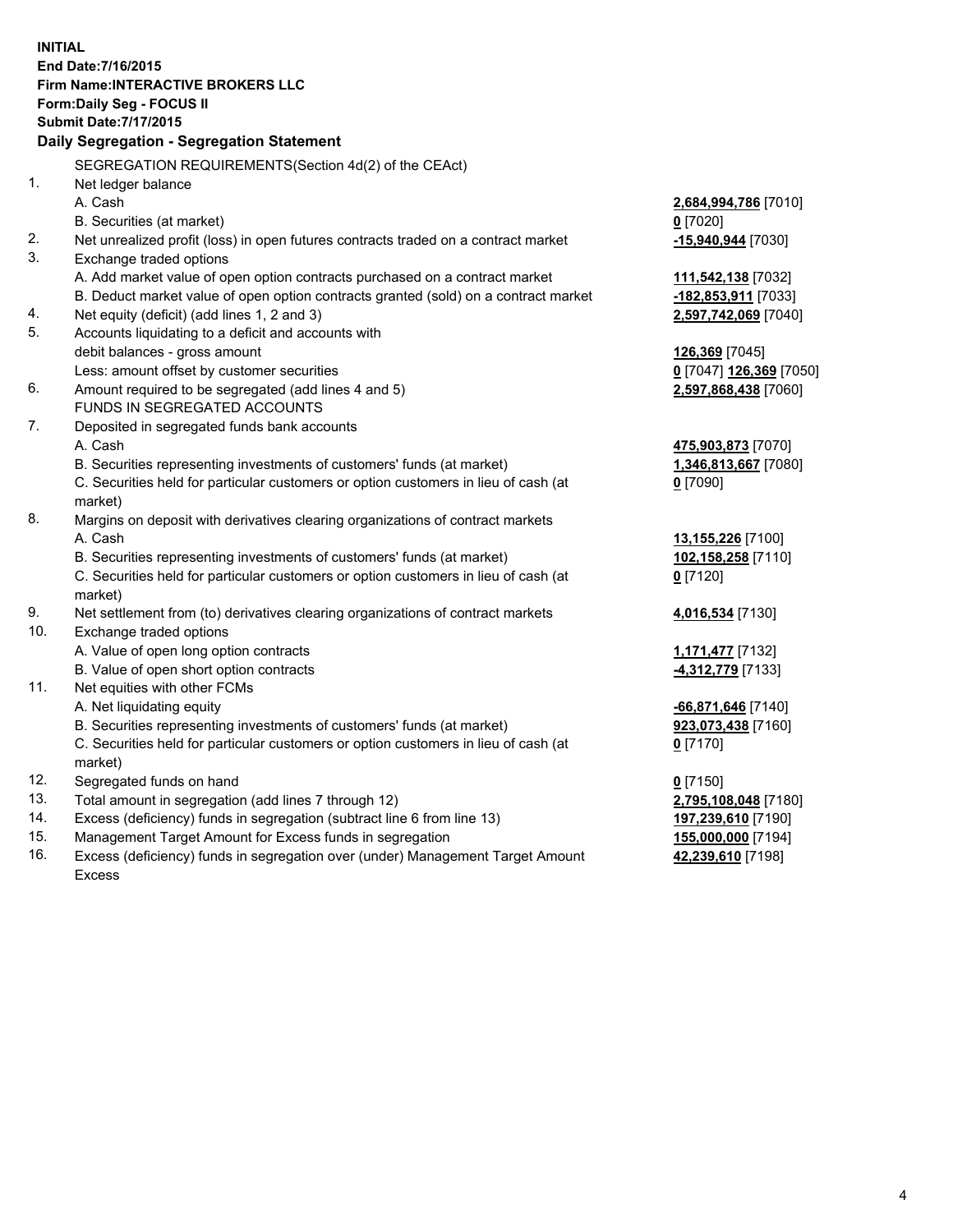**INITIAL**
**End Date:7/16/2015**
**Firm Name:INTERACTIVE BROKERS LLC**
**Form:Daily Seg - FOCUS II**
**Submit Date:7/17/2015**

## Daily Segregation - Segregation Statement

SEGREGATION REQUIREMENTS(Section 4d(2) of the CEAct)

| | | |
|---|---|---|
| 1. | Net ledger balance | |
| | A. Cash | **2,684,994,786** [7010] |
| | B. Securities (at market) | **0** [7020] |
| 2. | Net unrealized profit (loss) in open futures contracts traded on a contract market | **-15,940,944** [7030] |
| 3. | Exchange traded options | |
| | A. Add market value of open option contracts purchased on a contract market | **111,542,138** [7032] |
| | B. Deduct market value of open option contracts granted (sold) on a contract market | **-182,853,911** [7033] |
| 4. | Net equity (deficit) (add lines 1, 2 and 3) | **2,597,742,069** [7040] |
| 5. | Accounts liquidating to a deficit and accounts with | |
| | debit balances - gross amount | **126,369** [7045] |
| | Less: amount offset by customer securities | **0** [7047] **126,369** [7050] |
| 6. | Amount required to be segregated (add lines 4 and 5) | **2,597,868,438** [7060] |
| | FUNDS IN SEGREGATED ACCOUNTS | |
| 7. | Deposited in segregated funds bank accounts | |
| | A. Cash | **475,903,873** [7070] |
| | B. Securities representing investments of customers' funds (at market) | **1,346,813,667** [7080] |
| | C. Securities held for particular customers or option customers in lieu of cash (at market) | **0** [7090] |
| 8. | Margins on deposit with derivatives clearing organizations of contract markets | |
| | A. Cash | **13,155,226** [7100] |
| | B. Securities representing investments of customers' funds (at market) | **102,158,258** [7110] |
| | C. Securities held for particular customers or option customers in lieu of cash (at market) | **0** [7120] |
| 9. | Net settlement from (to) derivatives clearing organizations of contract markets | **4,016,534** [7130] |
| 10. | Exchange traded options | |
| | A. Value of open long option contracts | **1,171,477** [7132] |
| | B. Value of open short option contracts | **-4,312,779** [7133] |
| 11. | Net equities with other FCMs | |
| | A. Net liquidating equity | **-66,871,646** [7140] |
| | B. Securities representing investments of customers' funds (at market) | **923,073,438** [7160] |
| | C. Securities held for particular customers or option customers in lieu of cash (at market) | **0** [7170] |
| 12. | Segregated funds on hand | **0** [7150] |
| 13. | Total amount in segregation (add lines 7 through 12) | **2,795,108,048** [7180] |
| 14. | Excess (deficiency) funds in segregation (subtract line 6 from line 13) | **197,239,610** [7190] |
| 15. | Management Target Amount for Excess funds in segregation | **155,000,000** [7194] |
| 16. | Excess (deficiency) funds in segregation over (under) Management Target Amount Excess | **42,239,610** [7198] |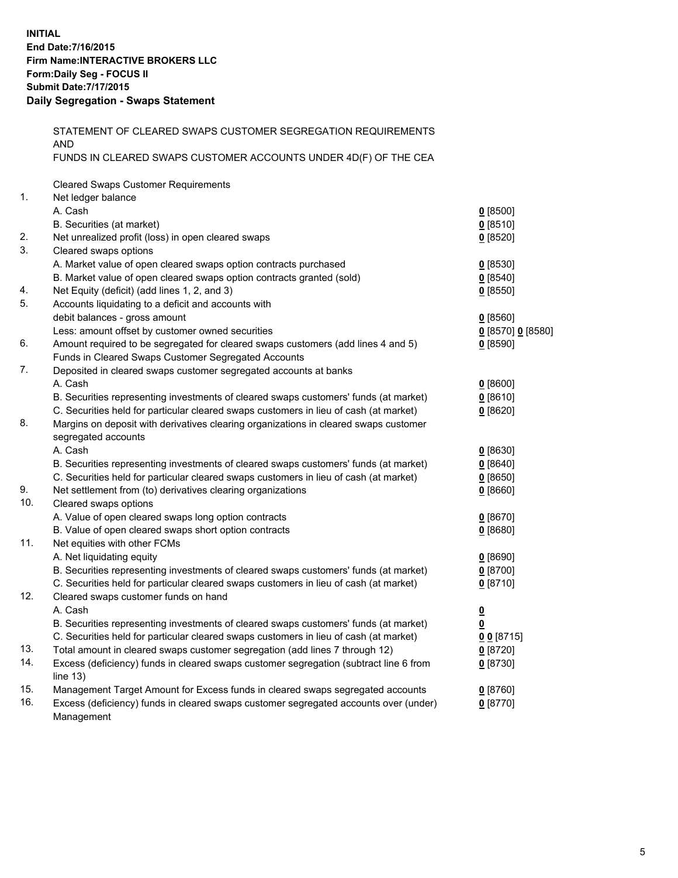**INITIAL**
**End Date:7/16/2015**
**Firm Name:INTERACTIVE BROKERS LLC**
**Form:Daily Seg - FOCUS II**
**Submit Date:7/17/2015**
**Daily Segregation - Swaps Statement**

STATEMENT OF CLEARED SWAPS CUSTOMER SEGREGATION REQUIREMENTS AND FUNDS IN CLEARED SWAPS CUSTOMER ACCOUNTS UNDER 4D(F) OF THE CEA

| | | |
|---|---|---|
| | Cleared Swaps Customer Requirements | |
| 1. | Net ledger balance | |
| | A. Cash | 0 [8500] |
| | B. Securities (at market) | 0 [8510] |
| 2. | Net unrealized profit (loss) in open cleared swaps | 0 [8520] |
| 3. | Cleared swaps options | |
| | A. Market value of open cleared swaps option contracts purchased | 0 [8530] |
| | B. Market value of open cleared swaps option contracts granted (sold) | 0 [8540] |
| 4. | Net Equity (deficit) (add lines 1, 2, and 3) | 0 [8550] |
| 5. | Accounts liquidating to a deficit and accounts with debit balances - gross amount | 0 [8560] |
| | Less: amount offset by customer owned securities | 0 [8570] 0 [8580] |
| 6. | Amount required to be segregated for cleared swaps customers (add lines 4 and 5) | 0 [8590] |
| | Funds in Cleared Swaps Customer Segregated Accounts | |
| 7. | Deposited in cleared swaps customer segregated accounts at banks | |
| | A. Cash | 0 [8600] |
| | B. Securities representing investments of cleared swaps customers' funds (at market) | 0 [8610] |
| | C. Securities held for particular cleared swaps customers in lieu of cash (at market) | 0 [8620] |
| 8. | Margins on deposit with derivatives clearing organizations in cleared swaps customer segregated accounts | |
| | A. Cash | 0 [8630] |
| | B. Securities representing investments of cleared swaps customers' funds (at market) | 0 [8640] |
| | C. Securities held for particular cleared swaps customers in lieu of cash (at market) | 0 [8650] |
| 9. | Net settlement from (to) derivatives clearing organizations | 0 [8660] |
| 10. | Cleared swaps options | |
| | A. Value of open cleared swaps long option contracts | 0 [8670] |
| | B. Value of open cleared swaps short option contracts | 0 [8680] |
| 11. | Net equities with other FCMs | |
| | A. Net liquidating equity | 0 [8690] |
| | B. Securities representing investments of cleared swaps customers' funds (at market) | 0 [8700] |
| | C. Securities held for particular cleared swaps customers in lieu of cash (at market) | 0 [8710] |
| 12. | Cleared swaps customer funds on hand | |
| | A. Cash | 0 |
| | B. Securities representing investments of cleared swaps customers' funds (at market) | 0 |
| | C. Securities held for particular cleared swaps customers in lieu of cash (at market) | 0 0 [8715] |
| 13. | Total amount in cleared swaps customer segregation (add lines 7 through 12) | 0 [8720] |
| 14. | Excess (deficiency) funds in cleared swaps customer segregation (subtract line 6 from line 13) | 0 [8730] |
| 15. | Management Target Amount for Excess funds in cleared swaps segregated accounts | 0 [8760] |
| 16. | Excess (deficiency) funds in cleared swaps customer segregated accounts over (under) Management | 0 [8770] |